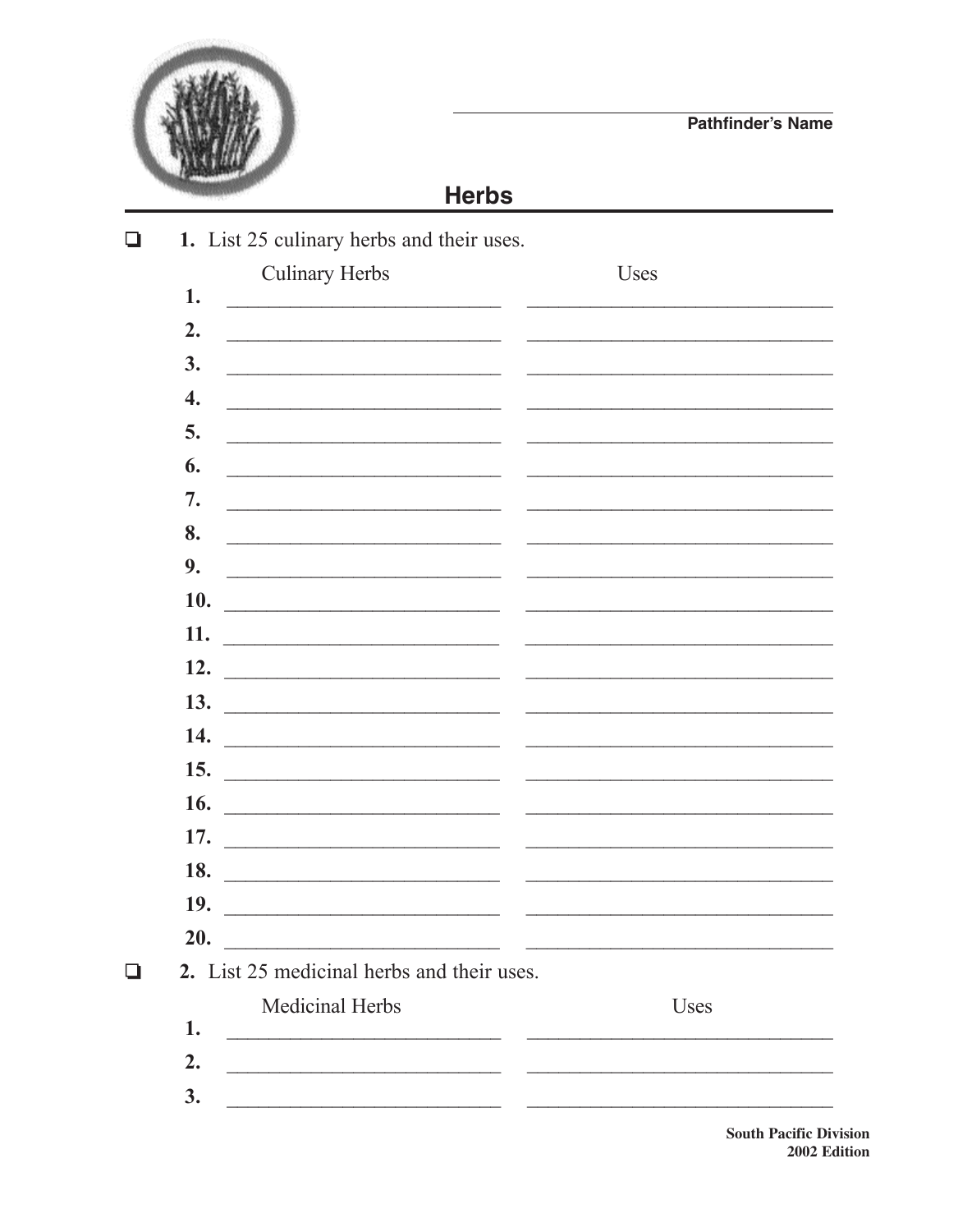Pathfinder's Name

## Herbs

❑ **1.** List 25 culinary herbs and their uses.

| | Culinary Herbs | Uses |
|---|---|---|
| **1.** | | |
| **2.** | | |
| **3.** | | |
| **4.** | | |
| **5.** | | |
| **6.** | | |
| **7.** | | |
| **8.** | | |
| **9.** | | |
| **10.** | | |
| **11.** | | |
| **12.** | | |
| **13.** | | |
| **14.** | | |
| **15.** | | |
| **16.** | | |
| **17.** | | |
| **18.** | | |
| **19.** | | |
| **20.** | | |

❑ **2.** List 25 medicinal herbs and their uses.

| | Medicinal Herbs | Uses |
|---|---|---|
| **1.** | | |
| **2.** | | |
| **3.** | | |

**South Pacific Division**
**2002 Edition**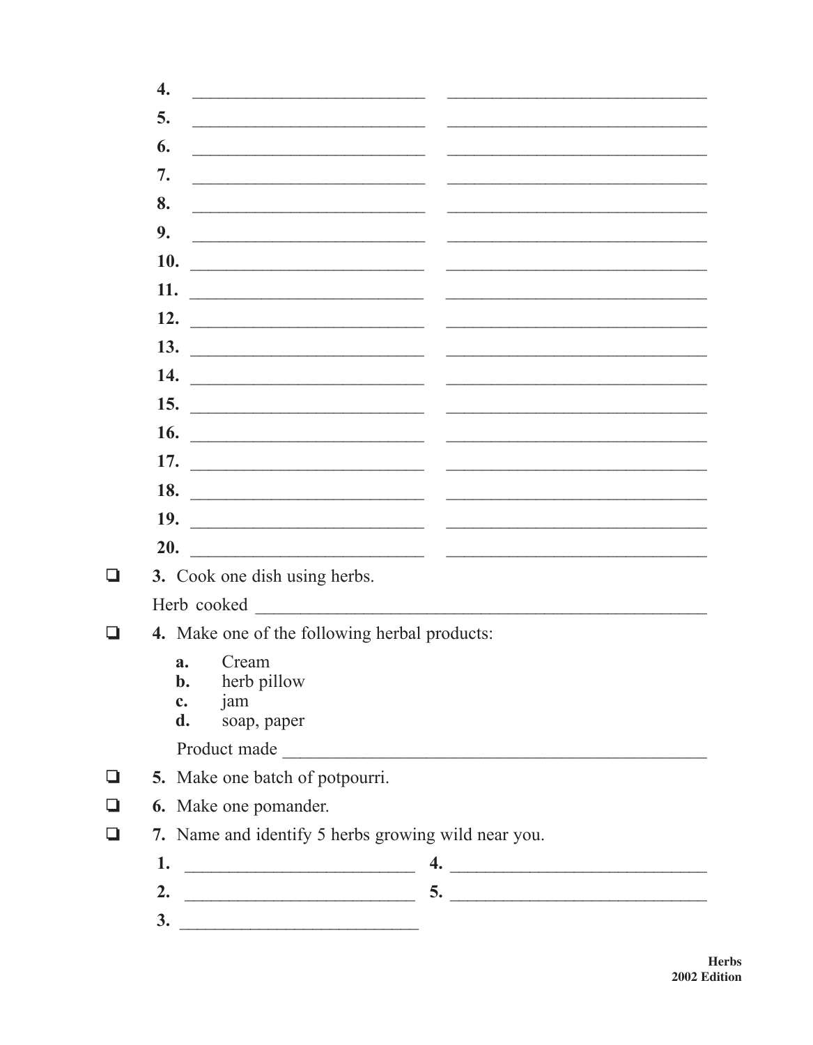4. \_\_\_\_\_\_\_\_\_\_\_\_\_\_\_\_\_\_\_\_\_\_\_\_\_\_ \_\_\_\_\_\_\_\_\_\_\_\_\_\_\_\_\_\_\_\_\_\_\_\_\_\_\_\_\_\_
5. \_\_\_\_\_\_\_\_\_\_\_\_\_\_\_\_\_\_\_\_\_\_\_\_\_\_ \_\_\_\_\_\_\_\_\_\_\_\_\_\_\_\_\_\_\_\_\_\_\_\_\_\_\_\_\_\_
6. \_\_\_\_\_\_\_\_\_\_\_\_\_\_\_\_\_\_\_\_\_\_\_\_\_\_ \_\_\_\_\_\_\_\_\_\_\_\_\_\_\_\_\_\_\_\_\_\_\_\_\_\_\_\_\_\_
7. \_\_\_\_\_\_\_\_\_\_\_\_\_\_\_\_\_\_\_\_\_\_\_\_\_\_ \_\_\_\_\_\_\_\_\_\_\_\_\_\_\_\_\_\_\_\_\_\_\_\_\_\_\_\_\_\_
8. \_\_\_\_\_\_\_\_\_\_\_\_\_\_\_\_\_\_\_\_\_\_\_\_\_\_ \_\_\_\_\_\_\_\_\_\_\_\_\_\_\_\_\_\_\_\_\_\_\_\_\_\_\_\_\_\_
9. \_\_\_\_\_\_\_\_\_\_\_\_\_\_\_\_\_\_\_\_\_\_\_\_\_\_ \_\_\_\_\_\_\_\_\_\_\_\_\_\_\_\_\_\_\_\_\_\_\_\_\_\_\_\_\_\_
10. \_\_\_\_\_\_\_\_\_\_\_\_\_\_\_\_\_\_\_\_\_\_\_\_\_\_ \_\_\_\_\_\_\_\_\_\_\_\_\_\_\_\_\_\_\_\_\_\_\_\_\_\_\_\_\_\_
11. \_\_\_\_\_\_\_\_\_\_\_\_\_\_\_\_\_\_\_\_\_\_\_\_\_\_ \_\_\_\_\_\_\_\_\_\_\_\_\_\_\_\_\_\_\_\_\_\_\_\_\_\_\_\_\_\_
12. \_\_\_\_\_\_\_\_\_\_\_\_\_\_\_\_\_\_\_\_\_\_\_\_\_\_ \_\_\_\_\_\_\_\_\_\_\_\_\_\_\_\_\_\_\_\_\_\_\_\_\_\_\_\_\_\_
13. \_\_\_\_\_\_\_\_\_\_\_\_\_\_\_\_\_\_\_\_\_\_\_\_\_\_ \_\_\_\_\_\_\_\_\_\_\_\_\_\_\_\_\_\_\_\_\_\_\_\_\_\_\_\_\_\_
14. \_\_\_\_\_\_\_\_\_\_\_\_\_\_\_\_\_\_\_\_\_\_\_\_\_\_ \_\_\_\_\_\_\_\_\_\_\_\_\_\_\_\_\_\_\_\_\_\_\_\_\_\_\_\_\_\_
15. \_\_\_\_\_\_\_\_\_\_\_\_\_\_\_\_\_\_\_\_\_\_\_\_\_\_ \_\_\_\_\_\_\_\_\_\_\_\_\_\_\_\_\_\_\_\_\_\_\_\_\_\_\_\_\_\_
16. \_\_\_\_\_\_\_\_\_\_\_\_\_\_\_\_\_\_\_\_\_\_\_\_\_\_ \_\_\_\_\_\_\_\_\_\_\_\_\_\_\_\_\_\_\_\_\_\_\_\_\_\_\_\_\_\_
17. \_\_\_\_\_\_\_\_\_\_\_\_\_\_\_\_\_\_\_\_\_\_\_\_\_\_ \_\_\_\_\_\_\_\_\_\_\_\_\_\_\_\_\_\_\_\_\_\_\_\_\_\_\_\_\_\_
18. \_\_\_\_\_\_\_\_\_\_\_\_\_\_\_\_\_\_\_\_\_\_\_\_\_\_ \_\_\_\_\_\_\_\_\_\_\_\_\_\_\_\_\_\_\_\_\_\_\_\_\_\_\_\_\_\_
19. \_\_\_\_\_\_\_\_\_\_\_\_\_\_\_\_\_\_\_\_\_\_\_\_\_\_ \_\_\_\_\_\_\_\_\_\_\_\_\_\_\_\_\_\_\_\_\_\_\_\_\_\_\_\_\_\_
20. \_\_\_\_\_\_\_\_\_\_\_\_\_\_\_\_\_\_\_\_\_\_\_\_\_\_ \_\_\_\_\_\_\_\_\_\_\_\_\_\_\_\_\_\_\_\_\_\_\_\_\_\_\_\_\_\_

- [ ] **3.** Cook one dish using herbs.

    Herb cooked \_\_\_\_\_\_\_\_\_\_\_\_\_\_\_\_\_\_\_\_\_\_\_\_\_\_\_\_\_\_\_\_\_\_\_\_\_\_\_\_\_\_\_\_\_\_\_\_

- [ ] **4.** Make one of the following herbal products:

    **a.** Cream
    **b.** herb pillow
    **c.** jam
    **d.** soap, paper

    Product made \_\_\_\_\_\_\_\_\_\_\_\_\_\_\_\_\_\_\_\_\_\_\_\_\_\_\_\_\_\_\_\_\_\_\_\_\_\_\_\_\_\_\_\_\_\_

- [ ] **5.** Make one batch of potpourri.
- [ ] **6.** Make one pomander.
- [ ] **7.** Name and identify 5 herbs growing wild near you.

    **1.** \_\_\_\_\_\_\_\_\_\_\_\_\_\_\_\_\_\_\_\_\_\_\_\_\_ **4.** \_\_\_\_\_\_\_\_\_\_\_\_\_\_\_\_\_\_\_\_\_\_\_\_\_\_\_\_
    **2.** \_\_\_\_\_\_\_\_\_\_\_\_\_\_\_\_\_\_\_\_\_\_\_\_\_ **5.** \_\_\_\_\_\_\_\_\_\_\_\_\_\_\_\_\_\_\_\_\_\_\_\_\_\_\_\_
    **3.** \_\_\_\_\_\_\_\_\_\_\_\_\_\_\_\_\_\_\_\_\_\_\_\_\_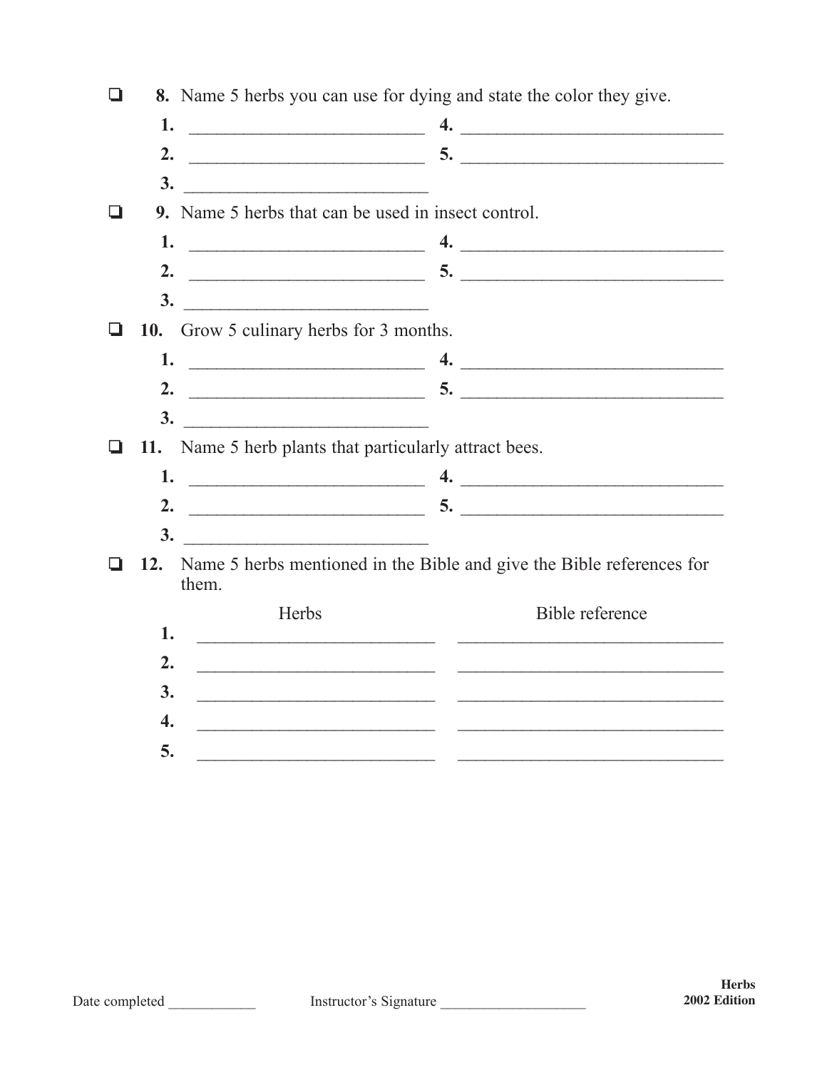- [ ] **8.** Name 5 herbs you can use for dying and state the color they give.

**1.** ______________________ **4.** ______________________

**2.** ______________________ **5.** ______________________

**3.** ______________________

- [ ] **9.** Name 5 herbs that can be used in insect control.

**1.** ______________________ **4.** ______________________

**2.** ______________________ **5.** ______________________

**3.** ______________________

- [ ] **10.** Grow 5 culinary herbs for 3 months.

**1.** ______________________ **4.** ______________________

**2.** ______________________ **5.** ______________________

**3.** ______________________

- [ ] **11.** Name 5 herb plants that particularly attract bees.

**1.** ______________________ **4.** ______________________

**2.** ______________________ **5.** ______________________

**3.** ______________________

- [ ] **12.** Name 5 herbs mentioned in the Bible and give the Bible references for them.

| | Herbs | Bible reference |
|---|---|---|
| **1.** | ______________________ | ______________________ |
| **2.** | ______________________ | ______________________ |
| **3.** | ______________________ | ______________________ |
| **4.** | ______________________ | ______________________ |
| **5.** | ______________________ | ______________________ |

Date completed ____________ Instructor's Signature ____________________

**Herbs**
**2002 Edition**